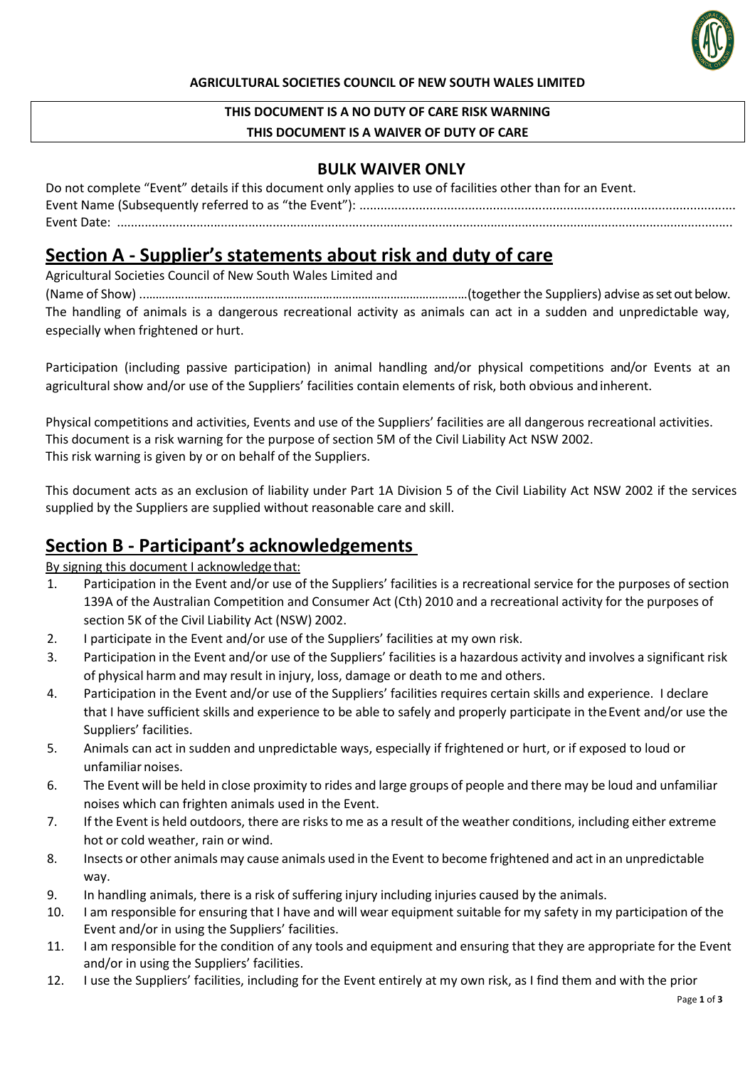**AGRICULTURAL SOCIETIES COUNCIL OF NEW SOUTH WALES LIMITED**

**THIS DOCUMENT IS A NO DUTY OF CARE RISK WARNING**
**THIS DOCUMENT IS A WAIVER OF DUTY OF CARE**

## BULK WAIVER ONLY

Do not complete "Event" details if this document only applies to use of facilities other than for an Event.
Event Name (Subsequently referred to as "the Event"): ..........................................................................................................
Event Date: ..........................................................................................................................................................................

# Section A - Supplier's statements about risk and duty of care

Agricultural Societies Council of New South Wales Limited and
(Name of Show) ..........................................................................................(together the Suppliers) advise as set out below.
The handling of animals is a dangerous recreational activity as animals can act in a sudden and unpredictable way, especially when frightened or hurt.

Participation (including passive participation) in animal handling and/or physical competitions and/or Events at an agricultural show and/or use of the Suppliers' facilities contain elements of risk, both obvious and inherent.

Physical competitions and activities, Events and use of the Suppliers' facilities are all dangerous recreational activities.
This document is a risk warning for the purpose of section 5M of the Civil Liability Act NSW 2002.
This risk warning is given by or on behalf of the Suppliers.

This document acts as an exclusion of liability under Part 1A Division 5 of the Civil Liability Act NSW 2002 if the services supplied by the Suppliers are supplied without reasonable care and skill.

# Section B - Participant's acknowledgements

By signing this document I acknowledge that:

1. Participation in the Event and/or use of the Suppliers' facilities is a recreational service for the purposes of section 139A of the Australian Competition and Consumer Act (Cth) 2010 and a recreational activity for the purposes of section 5K of the Civil Liability Act (NSW) 2002.
2. I participate in the Event and/or use of the Suppliers' facilities at my own risk.
3. Participation in the Event and/or use of the Suppliers' facilities is a hazardous activity and involves a significant risk of physical harm and may result in injury, loss, damage or death to me and others.
4. Participation in the Event and/or use of the Suppliers' facilities requires certain skills and experience. I declare that I have sufficient skills and experience to be able to safely and properly participate in the Event and/or use the Suppliers' facilities.
5. Animals can act in sudden and unpredictable ways, especially if frightened or hurt, or if exposed to loud or unfamiliar noises.
6. The Event will be held in close proximity to rides and large groups of people and there may be loud and unfamiliar noises which can frighten animals used in the Event.
7. If the Event is held outdoors, there are risks to me as a result of the weather conditions, including either extreme hot or cold weather, rain or wind.
8. Insects or other animals may cause animals used in the Event to become frightened and act in an unpredictable way.
9. In handling animals, there is a risk of suffering injury including injuries caused by the animals.
10. I am responsible for ensuring that I have and will wear equipment suitable for my safety in my participation of the Event and/or in using the Suppliers' facilities.
11. I am responsible for the condition of any tools and equipment and ensuring that they are appropriate for the Event and/or in using the Suppliers' facilities.
12. I use the Suppliers' facilities, including for the Event entirely at my own risk, as I find them and with the prior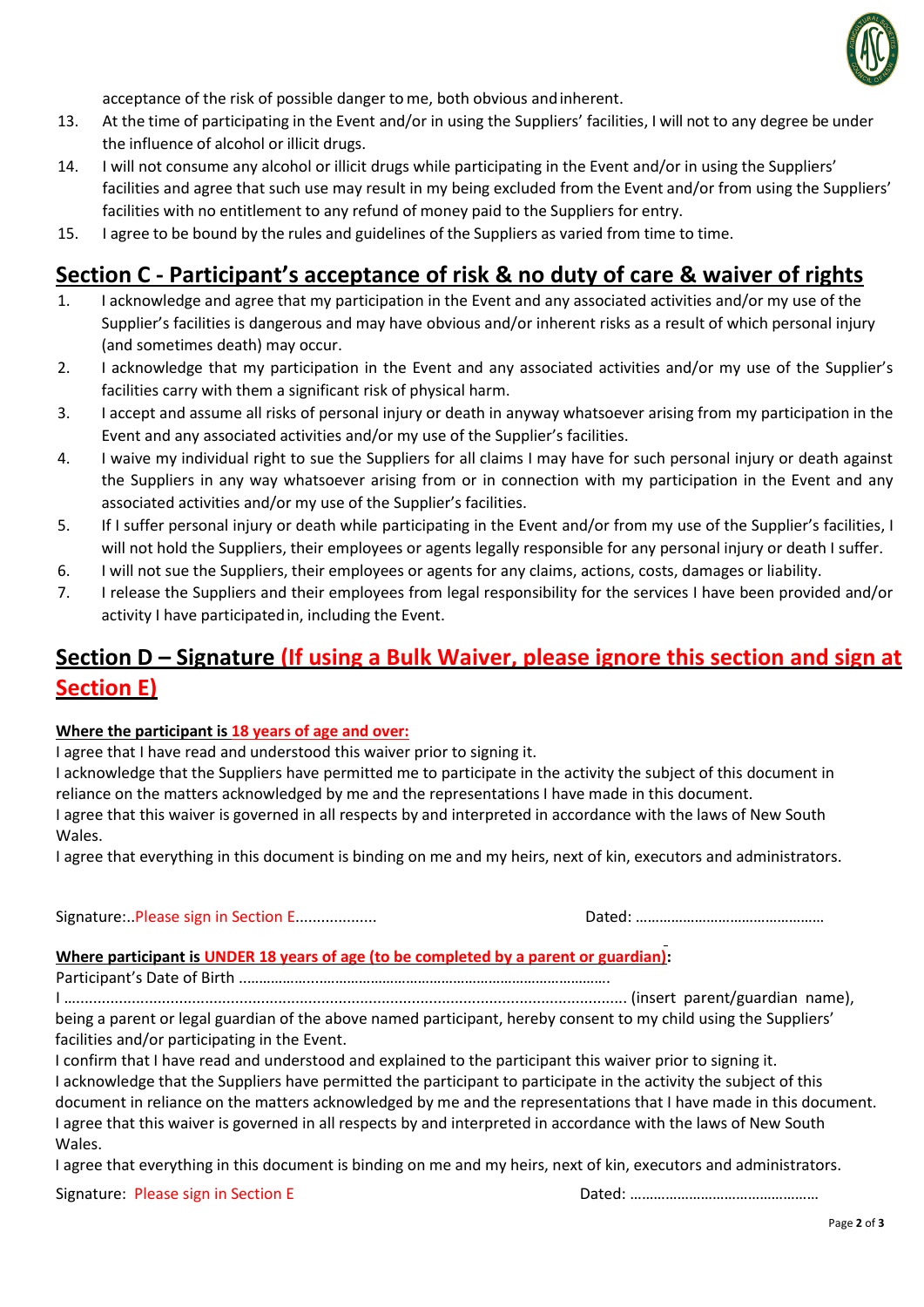acceptance of the risk of possible danger to me, both obvious and inherent.

13. At the time of participating in the Event and/or in using the Suppliers' facilities, I will not to any degree be under the influence of alcohol or illicit drugs.
14. I will not consume any alcohol or illicit drugs while participating in the Event and/or in using the Suppliers' facilities and agree that such use may result in my being excluded from the Event and/or from using the Suppliers' facilities with no entitlement to any refund of money paid to the Suppliers for entry.
15. I agree to be bound by the rules and guidelines of the Suppliers as varied from time to time.

## Section C - Participant's acceptance of risk & no duty of care & waiver of rights

1. I acknowledge and agree that my participation in the Event and any associated activities and/or my use of the Supplier's facilities is dangerous and may have obvious and/or inherent risks as a result of which personal injury (and sometimes death) may occur.
2. I acknowledge that my participation in the Event and any associated activities and/or my use of the Supplier's facilities carry with them a significant risk of physical harm.
3. I accept and assume all risks of personal injury or death in anyway whatsoever arising from my participation in the Event and any associated activities and/or my use of the Supplier's facilities.
4. I waive my individual right to sue the Suppliers for all claims I may have for such personal injury or death against the Suppliers in any way whatsoever arising from or in connection with my participation in the Event and any associated activities and/or my use of the Supplier's facilities.
5. If I suffer personal injury or death while participating in the Event and/or from my use of the Supplier's facilities, I will not hold the Suppliers, their employees or agents legally responsible for any personal injury or death I suffer.
6. I will not sue the Suppliers, their employees or agents for any claims, actions, costs, damages or liability.
7. I release the Suppliers and their employees from legal responsibility for the services I have been provided and/or activity I have participated in, including the Event.

## Section D – Signature (If using a Bulk Waiver, please ignore this section and sign at Section E)

**Where the participant is 18 years of age and over:**

I agree that I have read and understood this waiver prior to signing it.
I acknowledge that the Suppliers have permitted me to participate in the activity the subject of this document in reliance on the matters acknowledged by me and the representations I have made in this document.
I agree that this waiver is governed in all respects by and interpreted in accordance with the laws of New South Wales.
I agree that everything in this document is binding on me and my heirs, next of kin, executors and administrators.

Signature:..Please sign in Section E...................    Dated: ………………………………………

**Where participant is UNDER 18 years of age (to be completed by a parent or guardian):**

Participant's Date of Birth ……………………………………………………………………………….

I ……………………………………………………………………………………………………… (insert parent/guardian name), being a parent or legal guardian of the above named participant, hereby consent to my child using the Suppliers' facilities and/or participating in the Event.
I confirm that I have read and understood and explained to the participant this waiver prior to signing it.
I acknowledge that the Suppliers have permitted the participant to participate in the activity the subject of this document in reliance on the matters acknowledged by me and the representations that I have made in this document.
I agree that this waiver is governed in all respects by and interpreted in accordance with the laws of New South Wales.
I agree that everything in this document is binding on me and my heirs, next of kin, executors and administrators.

Signature: Please sign in Section E    Dated: ………………………………………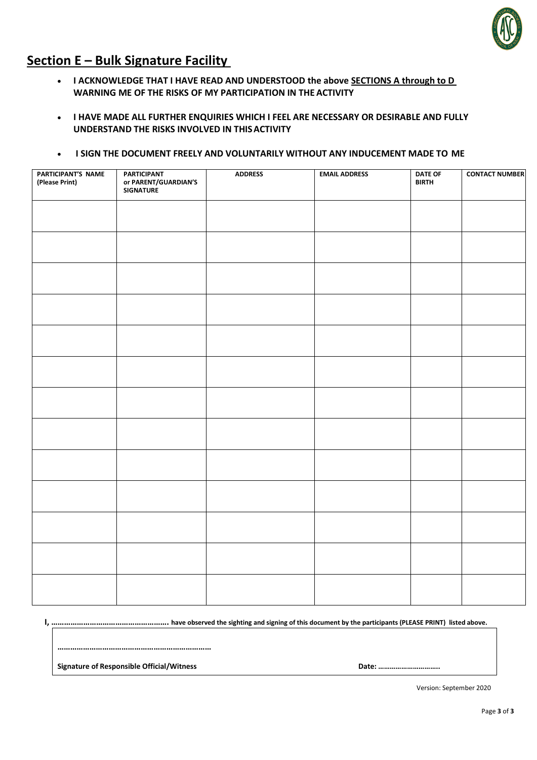## Section E – Bulk Signature Facility

- **I ACKNOWLEDGE THAT I HAVE READ AND UNDERSTOOD the above SECTIONS A through to D WARNING ME OF THE RISKS OF MY PARTICIPATION IN THE ACTIVITY**
- **I HAVE MADE ALL FURTHER ENQUIRIES WHICH I FEEL ARE NECESSARY OR DESIRABLE AND FULLY UNDERSTAND THE RISKS INVOLVED IN THIS ACTIVITY**
- **I SIGN THE DOCUMENT FREELY AND VOLUNTARILY WITHOUT ANY INDUCEMENT MADE TO ME**

| PARTICIPANT'S NAME (Please Print) | PARTICIPANT or PARENT/GUARDIAN'S SIGNATURE | ADDRESS | EMAIL ADDRESS | DATE OF BIRTH | CONTACT NUMBER |
|---|---|---|---|---|---|
| | | | | | |
| | | | | | |
| | | | | | |
| | | | | | |
| | | | | | |
| | | | | | |
| | | | | | |
| | | | | | |
| | | | | | |
| | | | | | |
| | | | | | |
| | | | | | |
| | | | | | |

**I, ……………………………………………… have observed the sighting and signing of this document by the participants (PLEASE PRINT) listed above.**

**………………………………………………………….**

**Signature of Responsible Official/Witness** **Date: …………………………..**

Version: September 2020